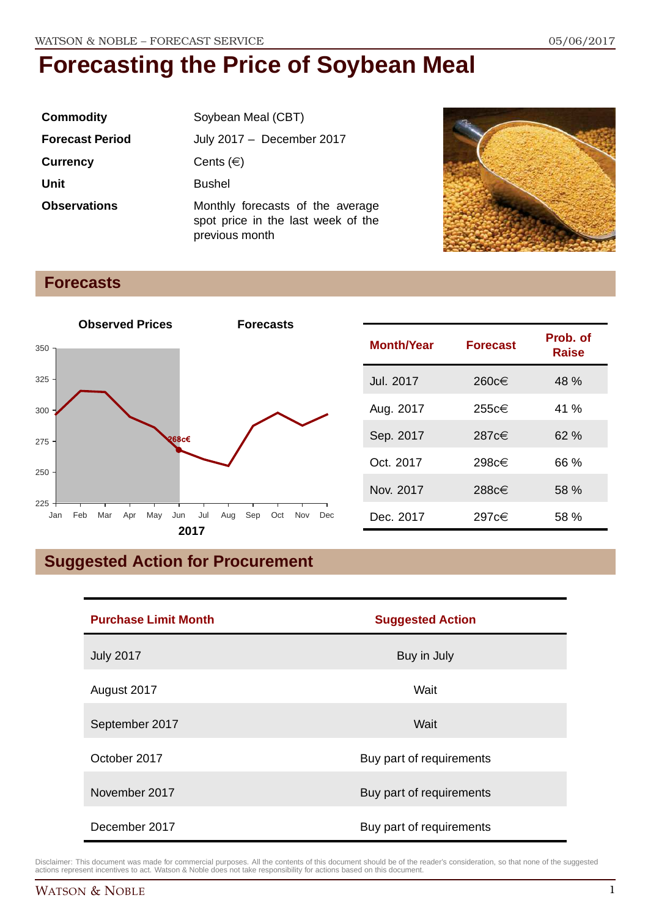# Forecasting the Price of Soybean Meal

| | |
|---|---|
| **Commodity** | Soybean Meal (CBT) |
| **Forecast Period** | July 2017 – December 2017 |
| **Currency** | Cents (€) |
| **Unit** | Bushel |
| **Observations** | Monthly forecasts of the average spot price in the last week of the previous month |

## Forecasts

| Month/Year | Forecast | Prob. of Raise |
|---|---|---|
| Jul. 2017 | 260c€ | 48 % |
| Aug. 2017 | 255c€ | 41 % |
| Sep. 2017 | 287c€ | 62 % |
| Oct. 2017 | 298c€ | 66 % |
| Nov. 2017 | 288c€ | 58 % |
| Dec. 2017 | 297c€ | 58 % |

## Suggested Action for Procurement

| Purchase Limit Month | Suggested Action |
|---|---|
| July 2017 | Buy in July |
| August 2017 | Wait |
| September 2017 | Wait |
| October 2017 | Buy part of requirements |
| November 2017 | Buy part of requirements |
| December 2017 | Buy part of requirements |

Disclaimer: This document was made for commercial purposes. All the contents of this document should be of the reader's consideration, so that none of the suggested actions represent incentives to act. Watson & Noble does not take responsibility for actions based on this document.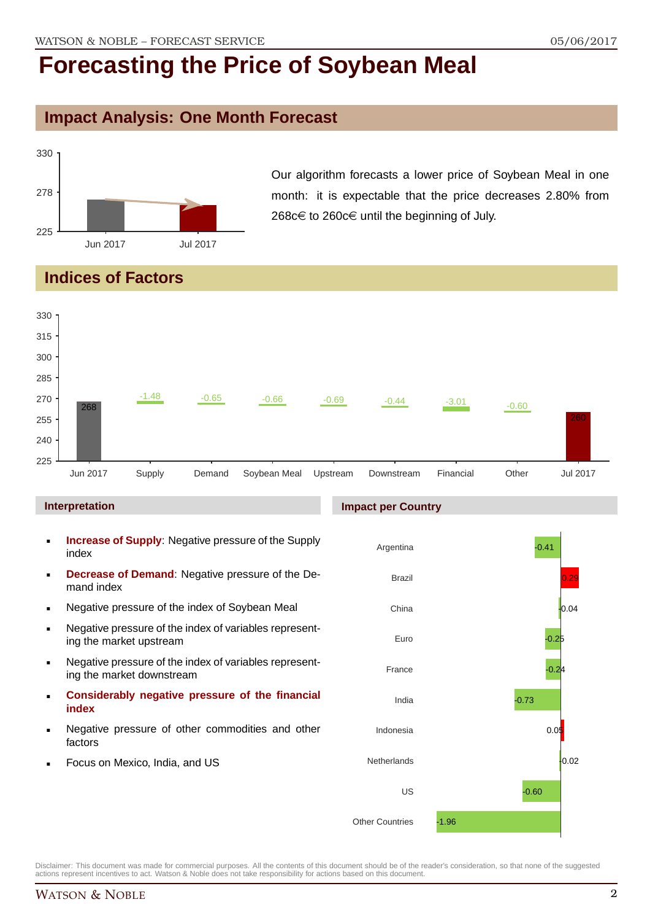# Forecasting the Price of Soybean Meal

## Impact Analysis: One Month Forecast

Our algorithm forecasts a lower price of Soybean Meal in one month: it is expectable that the price decreases 2.80% from 268c€ to 260c€ until the beginning of July.

## Indices of Factors

### Interpretation

- **Increase of Supply**: Negative pressure of the Supply index
- **Decrease of Demand**: Negative pressure of the Demand index
- Negative pressure of the index of Soybean Meal
- Negative pressure of the index of variables representing the market upstream
- Negative pressure of the index of variables representing the market downstream
- **Considerably negative pressure of the financial index**
- Negative pressure of other commodities and other factors
- Focus on Mexico, India, and US

### Impact per Country

| Country | Impact |
|---|---|
| Argentina | -0.41 |
| Brazil | 0.29 |
| China | -0.04 |
| Euro | -0.25 |
| France | -0.24 |
| India | -0.73 |
| Indonesia | 0.05 |
| Netherlands | -0.02 |
| US | -0.60 |
| Other Countries | -1.96 |

Disclaimer: This document was made for commercial purposes. All the contents of this document should be of the reader's consideration, so that none of the suggested actions represent incentives to act. Watson & Noble does not take responsibility for actions based on this document.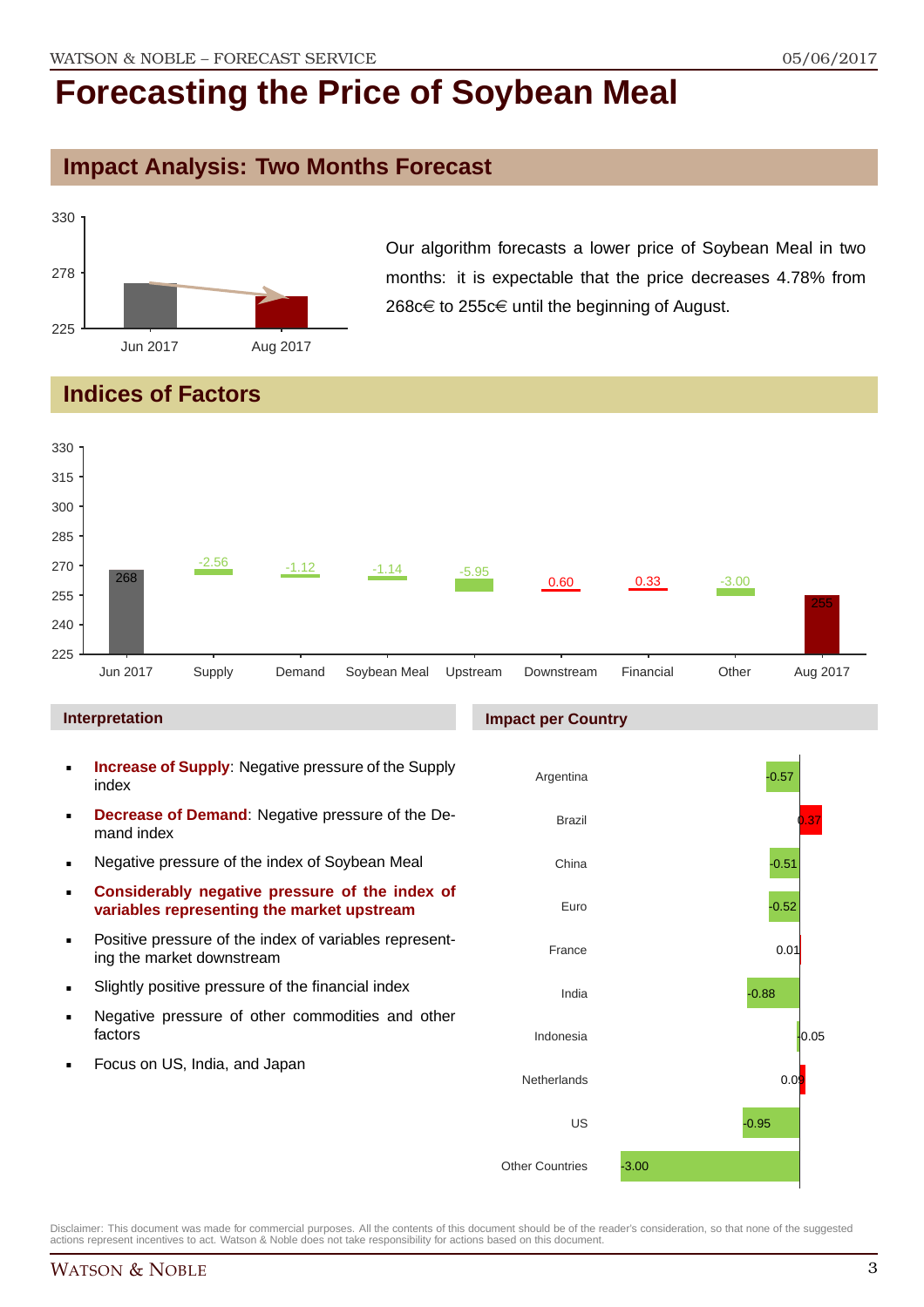# Forecasting the Price of Soybean Meal

## Impact Analysis: Two Months Forecast

Our algorithm forecasts a lower price of Soybean Meal in two months: it is expectable that the price decreases 4.78% from 268c€ to 255c€ until the beginning of August.

## Indices of Factors

| | Jun 2017 | Supply | Demand | Soybean Meal | Upstream | Downstream | Financial | Other | Aug 2017 |
|---|---|---|---|---|---|---|---|---|---|
| Value | 268 | -2.56 | -1.12 | -1.14 | -5.95 | 0.60 | 0.33 | -3.00 | 255 |

### Interpretation

- **Increase of Supply**: Negative pressure of the Supply index
- **Decrease of Demand**: Negative pressure of the Demand index
- Negative pressure of the index of Soybean Meal
- **Considerably negative pressure of the index of variables representing the market upstream**
- Positive pressure of the index of variables representing the market downstream
- Slightly positive pressure of the financial index
- Negative pressure of other commodities and other factors
- Focus on US, India, and Japan

### Impact per Country

| Country | Impact |
|---|---|
| Argentina | -0.57 |
| Brazil | 0.37 |
| China | -0.51 |
| Euro | -0.52 |
| France | 0.01 |
| India | -0.88 |
| Indonesia | -0.05 |
| Netherlands | 0.09 |
| US | -0.95 |
| Other Countries | -3.00 |

Disclaimer: This document was made for commercial purposes. All the contents of this document should be of the reader's consideration, so that none of the suggested actions represent incentives to act. Watson & Noble does not take responsibility for actions based on this document.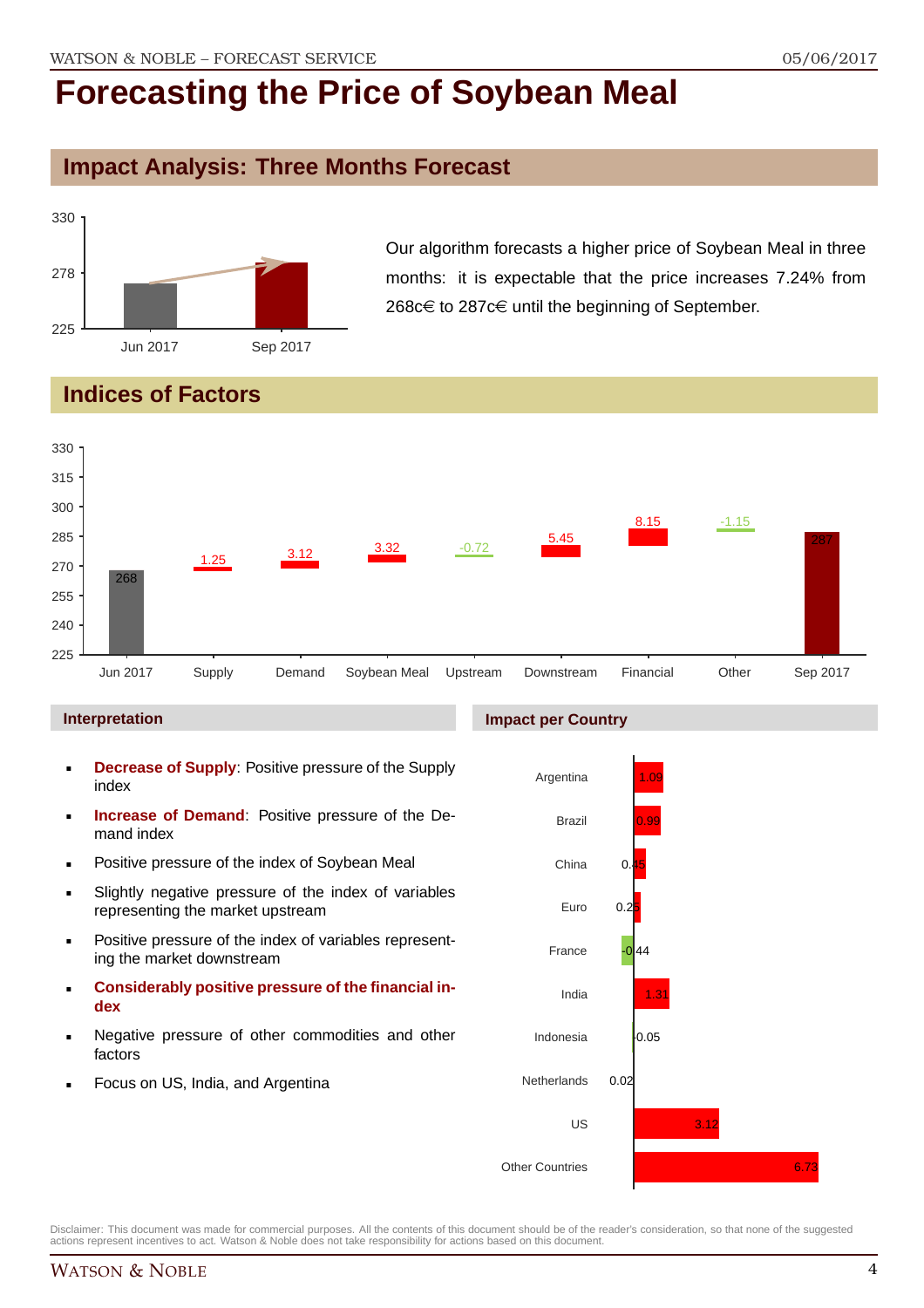# Forecasting the Price of Soybean Meal

## Impact Analysis: Three Months Forecast

Our algorithm forecasts a higher price of Soybean Meal in three months: it is expectable that the price increases 7.24% from 268c€ to 287c€ until the beginning of September.

## Indices of Factors

### Interpretation

- **Decrease of Supply**: Positive pressure of the Supply index
- **Increase of Demand**: Positive pressure of the Demand index
- Positive pressure of the index of Soybean Meal
- Slightly negative pressure of the index of variables representing the market upstream
- Positive pressure of the index of variables representing the market downstream
- **Considerably positive pressure of the financial index**
- Negative pressure of other commodities and other factors
- Focus on US, India, and Argentina

### Impact per Country

Disclaimer: This document was made for commercial purposes. All the contents of this document should be of the reader's consideration, so that none of the suggested actions represent incentives to act. Watson & Noble does not take responsibility for actions based on this document.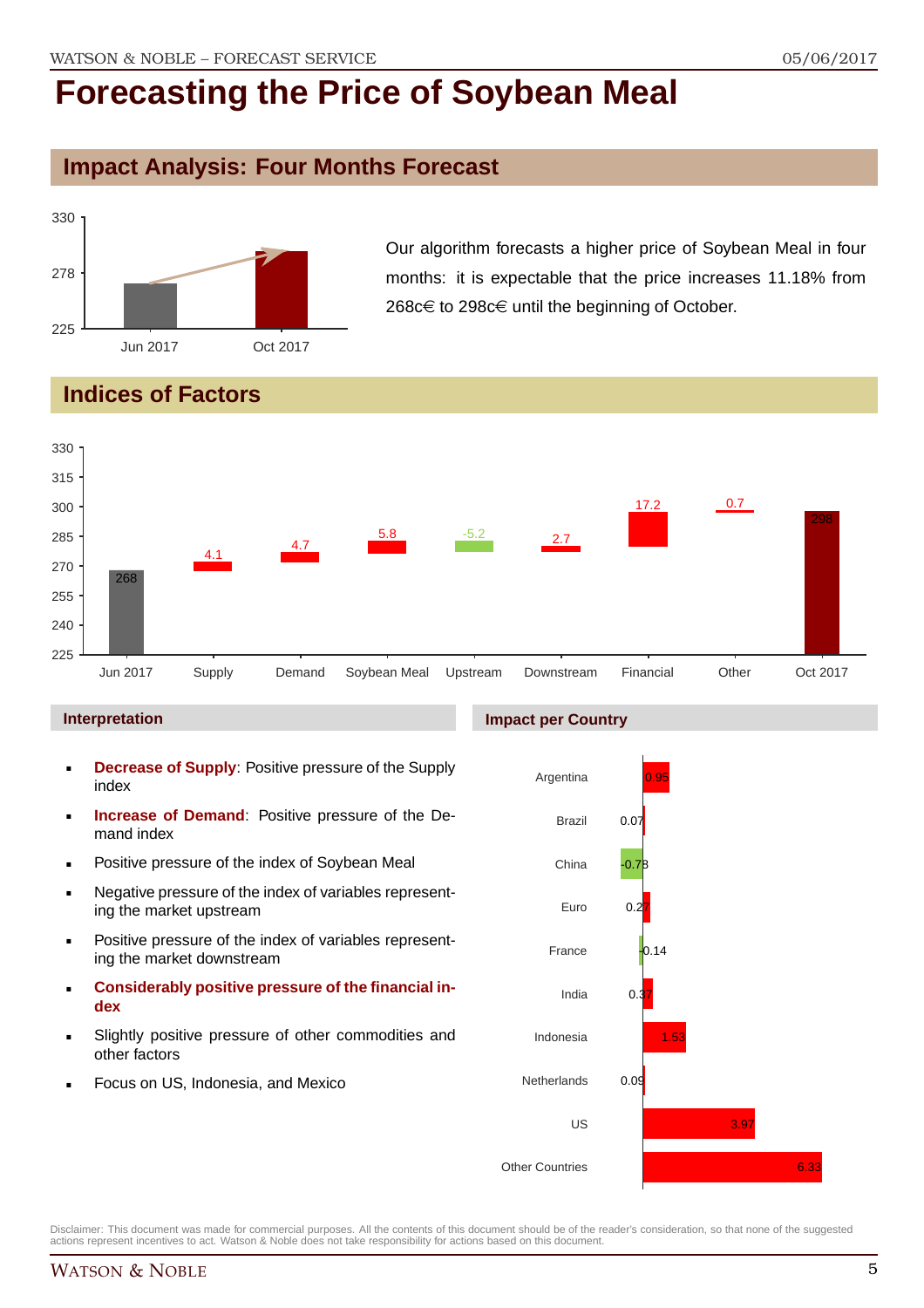# Forecasting the Price of Soybean Meal

## Impact Analysis: Four Months Forecast

Our algorithm forecasts a higher price of Soybean Meal in four months: it is expectable that the price increases 11.18% from 268c€ to 298c€ until the beginning of October.

## Indices of Factors

### Interpretation

- **Decrease of Supply**: Positive pressure of the Supply index
- **Increase of Demand**: Positive pressure of the Demand index
- Positive pressure of the index of Soybean Meal
- Negative pressure of the index of variables representing the market upstream
- Positive pressure of the index of variables representing the market downstream
- **Considerably positive pressure of the financial index**
- Slightly positive pressure of other commodities and other factors
- Focus on US, Indonesia, and Mexico

### Impact per Country

Disclaimer: This document was made for commercial purposes. All the contents of this document should be of the reader's consideration, so that none of the suggested actions represent incentives to act. Watson & Noble does not take responsibility for actions based on this document.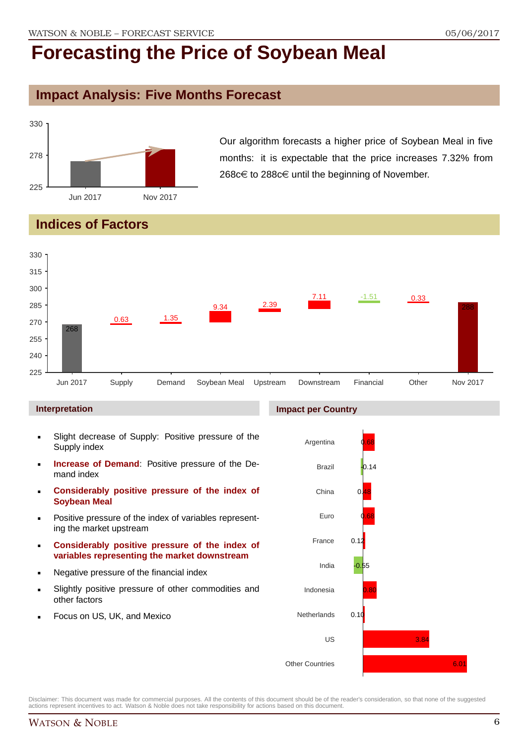# Forecasting the Price of Soybean Meal

## Impact Analysis: Five Months Forecast

| | Price |
|---|---|
| Jun 2017 | 268 |
| Nov 2017 | 288 |

Our algorithm forecasts a higher price of Soybean Meal in five months: it is expectable that the price increases 7.32% from 268c€ to 288c€ until the beginning of November.

## Indices of Factors

| Jun 2017 | Supply | Demand | Soybean Meal | Upstream | Downstream | Financial | Other | Nov 2017 |
|---|---|---|---|---|---|---|---|---|
| 268 | 0.63 | 1.35 | 9.34 | 2.39 | 7.11 | -1.51 | 0.33 | 288 |

### Interpretation

- Slight decrease of Supply: Positive pressure of the Supply index
- **Increase of Demand**: Positive pressure of the Demand index
- **Considerably positive pressure of the index of Soybean Meal**
- Positive pressure of the index of variables representing the market upstream
- **Considerably positive pressure of the index of variables representing the market downstream**
- Negative pressure of the financial index
- Slightly positive pressure of other commodities and other factors
- Focus on US, UK, and Mexico

### Impact per Country

| Country | Impact |
|---|---|
| Argentina | 0.68 |
| Brazil | -0.14 |
| China | 0.48 |
| Euro | 0.68 |
| France | 0.12 |
| India | -0.55 |
| Indonesia | 0.80 |
| Netherlands | 0.10 |
| US | 3.84 |
| Other Countries | 6.01 |

Disclaimer: This document was made for commercial purposes. All the contents of this document should be of the reader's consideration, so that none of the suggested actions represent incentives to act. Watson & Noble does not take responsibility for actions based on this document.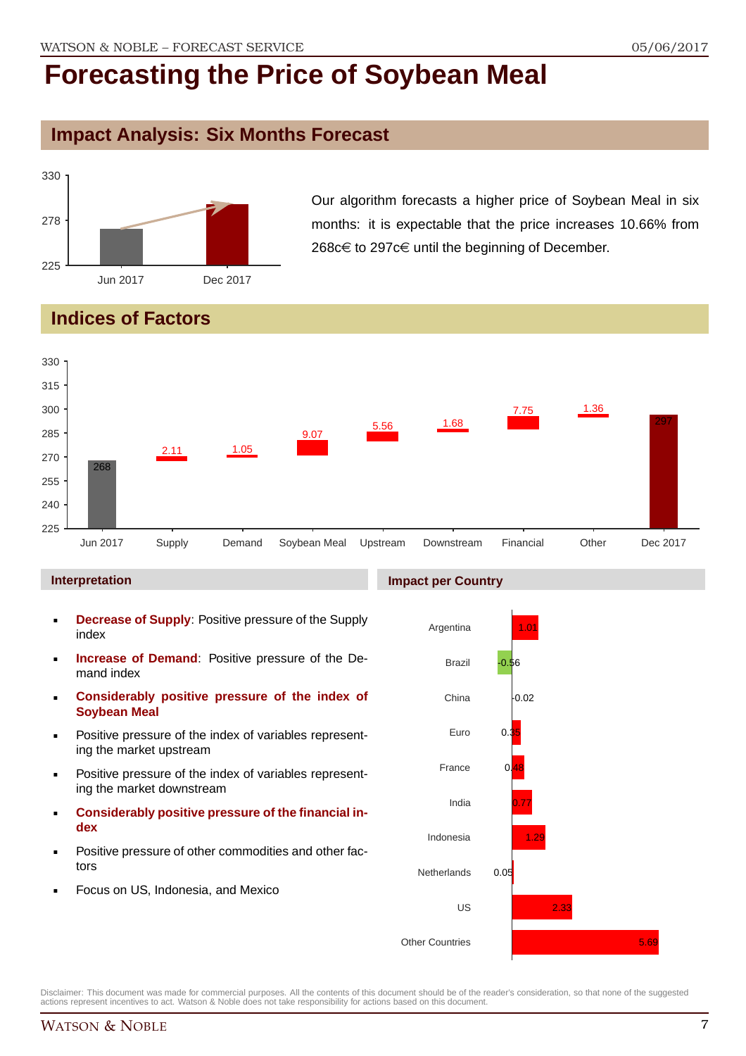# Forecasting the Price of Soybean Meal

## Impact Analysis: Six Months Forecast

Our algorithm forecasts a higher price of Soybean Meal in six months: it is expectable that the price increases 10.66% from 268c€ to 297c€ until the beginning of December.

## Indices of Factors

| | Value |
|---|---|
| Jun 2017 | 268 |
| Supply | 2.11 |
| Demand | 1.05 |
| Soybean Meal | 9.07 |
| Upstream | 5.56 |
| Downstream | 1.68 |
| Financial | 7.75 |
| Other | 1.36 |
| Dec 2017 | 297 |

### Interpretation

- **Decrease of Supply**: Positive pressure of the Supply index
- **Increase of Demand**: Positive pressure of the Demand index
- **Considerably positive pressure of the index of Soybean Meal**
- Positive pressure of the index of variables representing the market upstream
- Positive pressure of the index of variables representing the market downstream
- **Considerably positive pressure of the financial index**
- Positive pressure of other commodities and other factors
- Focus on US, Indonesia, and Mexico

### Impact per Country

| Country | Impact |
|---|---|
| Argentina | 1.01 |
| Brazil | -0.56 |
| China | -0.02 |
| Euro | 0.35 |
| France | 0.48 |
| India | 0.77 |
| Indonesia | 1.29 |
| Netherlands | 0.05 |
| US | 2.33 |
| Other Countries | 5.69 |

Disclaimer: This document was made for commercial purposes. All the contents of this document should be of the reader's consideration, so that none of the suggested actions represent incentives to act. Watson & Noble does not take responsibility for actions based on this document.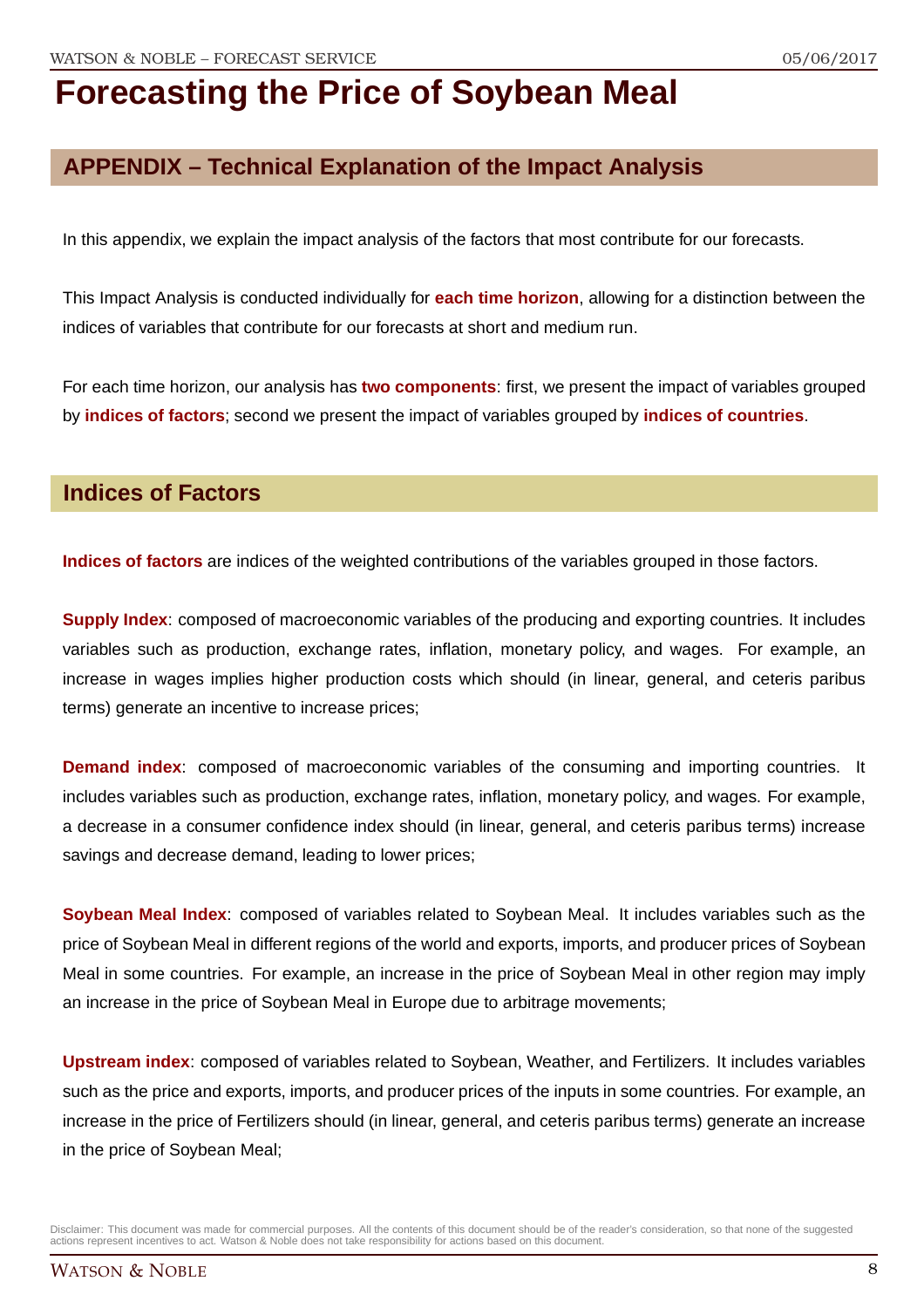# Forecasting the Price of Soybean Meal

## APPENDIX – Technical Explanation of the Impact Analysis

In this appendix, we explain the impact analysis of the factors that most contribute for our forecasts.

This Impact Analysis is conducted individually for **each time horizon**, allowing for a distinction between the indices of variables that contribute for our forecasts at short and medium run.

For each time horizon, our analysis has **two components**: first, we present the impact of variables grouped by **indices of factors**; second we present the impact of variables grouped by **indices of countries**.

## Indices of Factors

**Indices of factors** are indices of the weighted contributions of the variables grouped in those factors.

**Supply Index**: composed of macroeconomic variables of the producing and exporting countries. It includes variables such as production, exchange rates, inflation, monetary policy, and wages. For example, an increase in wages implies higher production costs which should (in linear, general, and ceteris paribus terms) generate an incentive to increase prices;

**Demand index**: composed of macroeconomic variables of the consuming and importing countries. It includes variables such as production, exchange rates, inflation, monetary policy, and wages. For example, a decrease in a consumer confidence index should (in linear, general, and ceteris paribus terms) increase savings and decrease demand, leading to lower prices;

**Soybean Meal Index**: composed of variables related to Soybean Meal. It includes variables such as the price of Soybean Meal in different regions of the world and exports, imports, and producer prices of Soybean Meal in some countries. For example, an increase in the price of Soybean Meal in other region may imply an increase in the price of Soybean Meal in Europe due to arbitrage movements;

**Upstream index**: composed of variables related to Soybean, Weather, and Fertilizers. It includes variables such as the price and exports, imports, and producer prices of the inputs in some countries. For example, an increase in the price of Fertilizers should (in linear, general, and ceteris paribus terms) generate an increase in the price of Soybean Meal;

Disclaimer: This document was made for commercial purposes. All the contents of this document should be of the reader's consideration, so that none of the suggested actions represent incentives to act. Watson & Noble does not take responsibility for actions based on this document.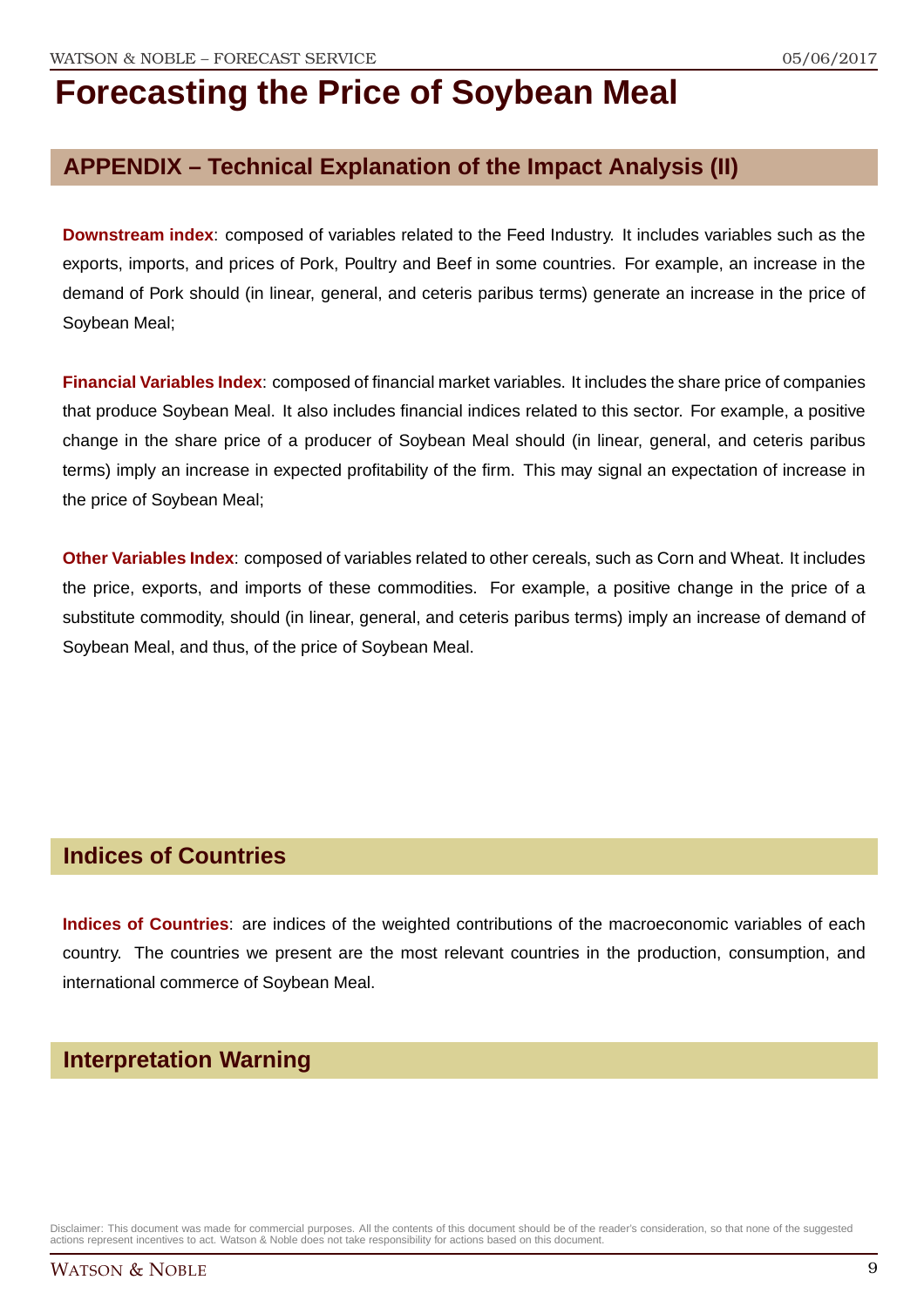# Forecasting the Price of Soybean Meal

## APPENDIX – Technical Explanation of the Impact Analysis (II)

**Downstream index**: composed of variables related to the Feed Industry. It includes variables such as the exports, imports, and prices of Pork, Poultry and Beef in some countries. For example, an increase in the demand of Pork should (in linear, general, and ceteris paribus terms) generate an increase in the price of Soybean Meal;

**Financial Variables Index**: composed of financial market variables. It includes the share price of companies that produce Soybean Meal. It also includes financial indices related to this sector. For example, a positive change in the share price of a producer of Soybean Meal should (in linear, general, and ceteris paribus terms) imply an increase in expected profitability of the firm. This may signal an expectation of increase in the price of Soybean Meal;

**Other Variables Index**: composed of variables related to other cereals, such as Corn and Wheat. It includes the price, exports, and imports of these commodities. For example, a positive change in the price of a substitute commodity, should (in linear, general, and ceteris paribus terms) imply an increase of demand of Soybean Meal, and thus, of the price of Soybean Meal.

## Indices of Countries

**Indices of Countries**: are indices of the weighted contributions of the macroeconomic variables of each country. The countries we present are the most relevant countries in the production, consumption, and international commerce of Soybean Meal.

## Interpretation Warning

Disclaimer: This document was made for commercial purposes. All the contents of this document should be of the reader's consideration, so that none of the suggested actions represent incentives to act. Watson & Noble does not take responsibility for actions based on this document.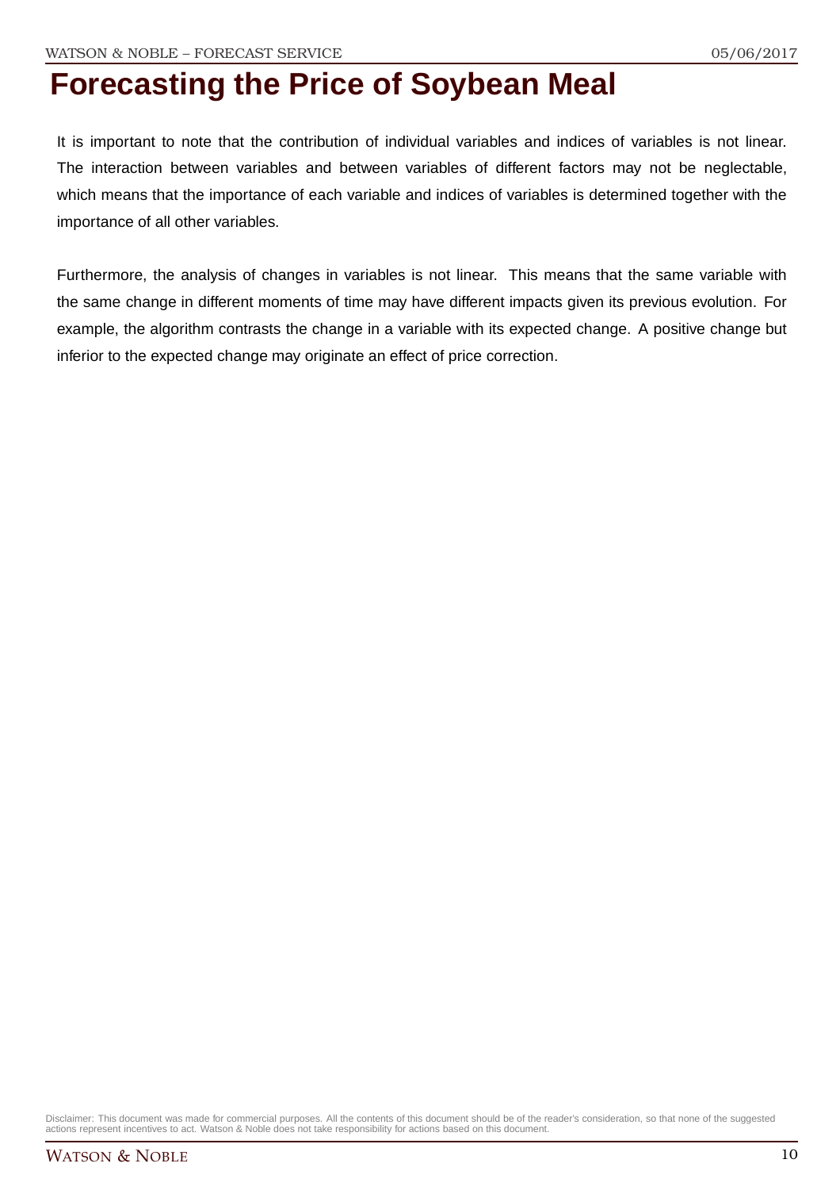# Forecasting the Price of Soybean Meal

It is important to note that the contribution of individual variables and indices of variables is not linear. The interaction between variables and between variables of different factors may not be neglectable, which means that the importance of each variable and indices of variables is determined together with the importance of all other variables.

Furthermore, the analysis of changes in variables is not linear. This means that the same variable with the same change in different moments of time may have different impacts given its previous evolution. For example, the algorithm contrasts the change in a variable with its expected change. A positive change but inferior to the expected change may originate an effect of price correction.

Disclaimer: This document was made for commercial purposes. All the contents of this document should be of the reader's consideration, so that none of the suggested actions represent incentives to act. Watson & Noble does not take responsibility for actions based on this document.